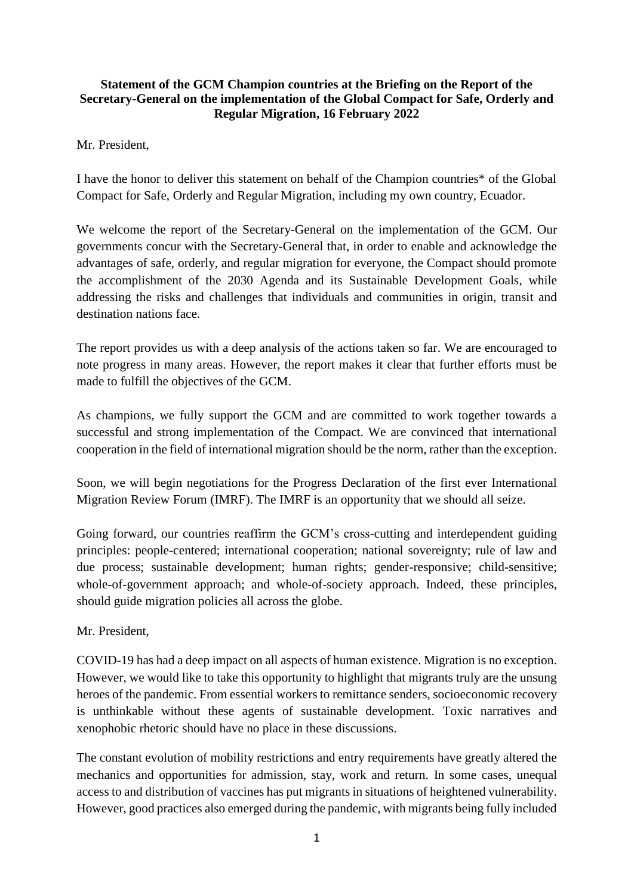**Statement of the GCM Champion countries at the Briefing on the Report of the Secretary-General on the implementation of the Global Compact for Safe, Orderly and Regular Migration, 16 February 2022**

Mr. President,

I have the honor to deliver this statement on behalf of the Champion countries* of the Global Compact for Safe, Orderly and Regular Migration, including my own country, Ecuador.

We welcome the report of the Secretary-General on the implementation of the GCM. Our governments concur with the Secretary-General that, in order to enable and acknowledge the advantages of safe, orderly, and regular migration for everyone, the Compact should promote the accomplishment of the 2030 Agenda and its Sustainable Development Goals, while addressing the risks and challenges that individuals and communities in origin, transit and destination nations face.

The report provides us with a deep analysis of the actions taken so far. We are encouraged to note progress in many areas. However, the report makes it clear that further efforts must be made to fulfill the objectives of the GCM.

As champions, we fully support the GCM and are committed to work together towards a successful and strong implementation of the Compact. We are convinced that international cooperation in the field of international migration should be the norm, rather than the exception.

Soon, we will begin negotiations for the Progress Declaration of the first ever International Migration Review Forum (IMRF). The IMRF is an opportunity that we should all seize.

Going forward, our countries reaffirm the GCM's cross-cutting and interdependent guiding principles: people-centered; international cooperation; national sovereignty; rule of law and due process; sustainable development; human rights; gender-responsive; child-sensitive; whole-of-government approach; and whole-of-society approach. Indeed, these principles, should guide migration policies all across the globe.

Mr. President,

COVID-19 has had a deep impact on all aspects of human existence. Migration is no exception. However, we would like to take this opportunity to highlight that migrants truly are the unsung heroes of the pandemic. From essential workers to remittance senders, socioeconomic recovery is unthinkable without these agents of sustainable development. Toxic narratives and xenophobic rhetoric should have no place in these discussions.

The constant evolution of mobility restrictions and entry requirements have greatly altered the mechanics and opportunities for admission, stay, work and return. In some cases, unequal access to and distribution of vaccines has put migrants in situations of heightened vulnerability. However, good practices also emerged during the pandemic, with migrants being fully included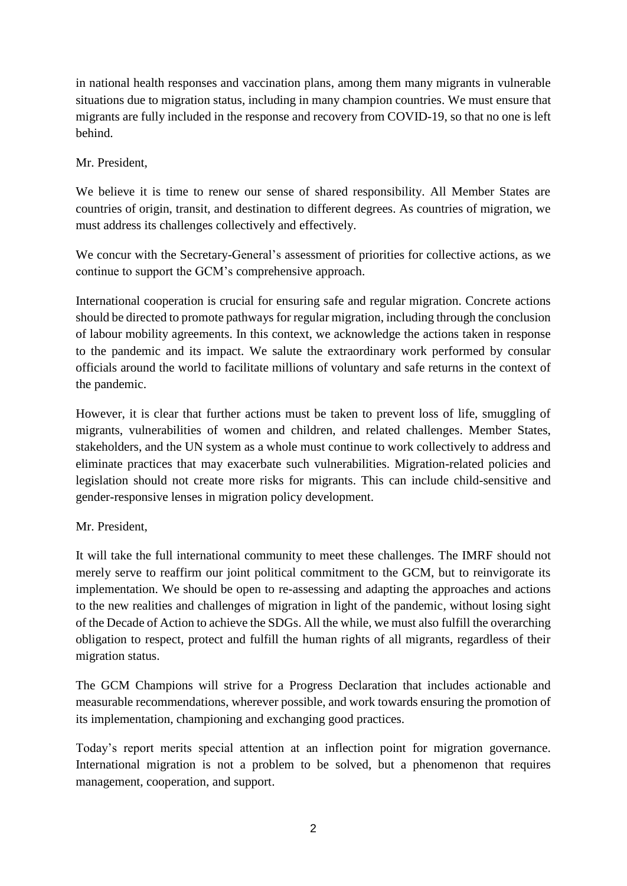in national health responses and vaccination plans, among them many migrants in vulnerable situations due to migration status, including in many champion countries. We must ensure that migrants are fully included in the response and recovery from COVID-19, so that no one is left behind.

Mr. President,

We believe it is time to renew our sense of shared responsibility. All Member States are countries of origin, transit, and destination to different degrees. As countries of migration, we must address its challenges collectively and effectively.

We concur with the Secretary-General's assessment of priorities for collective actions, as we continue to support the GCM's comprehensive approach.

International cooperation is crucial for ensuring safe and regular migration. Concrete actions should be directed to promote pathways for regular migration, including through the conclusion of labour mobility agreements. In this context, we acknowledge the actions taken in response to the pandemic and its impact. We salute the extraordinary work performed by consular officials around the world to facilitate millions of voluntary and safe returns in the context of the pandemic.

However, it is clear that further actions must be taken to prevent loss of life, smuggling of migrants, vulnerabilities of women and children, and related challenges. Member States, stakeholders, and the UN system as a whole must continue to work collectively to address and eliminate practices that may exacerbate such vulnerabilities. Migration-related policies and legislation should not create more risks for migrants. This can include child-sensitive and gender-responsive lenses in migration policy development.

Mr. President,

It will take the full international community to meet these challenges. The IMRF should not merely serve to reaffirm our joint political commitment to the GCM, but to reinvigorate its implementation. We should be open to re-assessing and adapting the approaches and actions to the new realities and challenges of migration in light of the pandemic, without losing sight of the Decade of Action to achieve the SDGs. All the while, we must also fulfill the overarching obligation to respect, protect and fulfill the human rights of all migrants, regardless of their migration status.

The GCM Champions will strive for a Progress Declaration that includes actionable and measurable recommendations, wherever possible, and work towards ensuring the promotion of its implementation, championing and exchanging good practices.

Today's report merits special attention at an inflection point for migration governance. International migration is not a problem to be solved, but a phenomenon that requires management, cooperation, and support.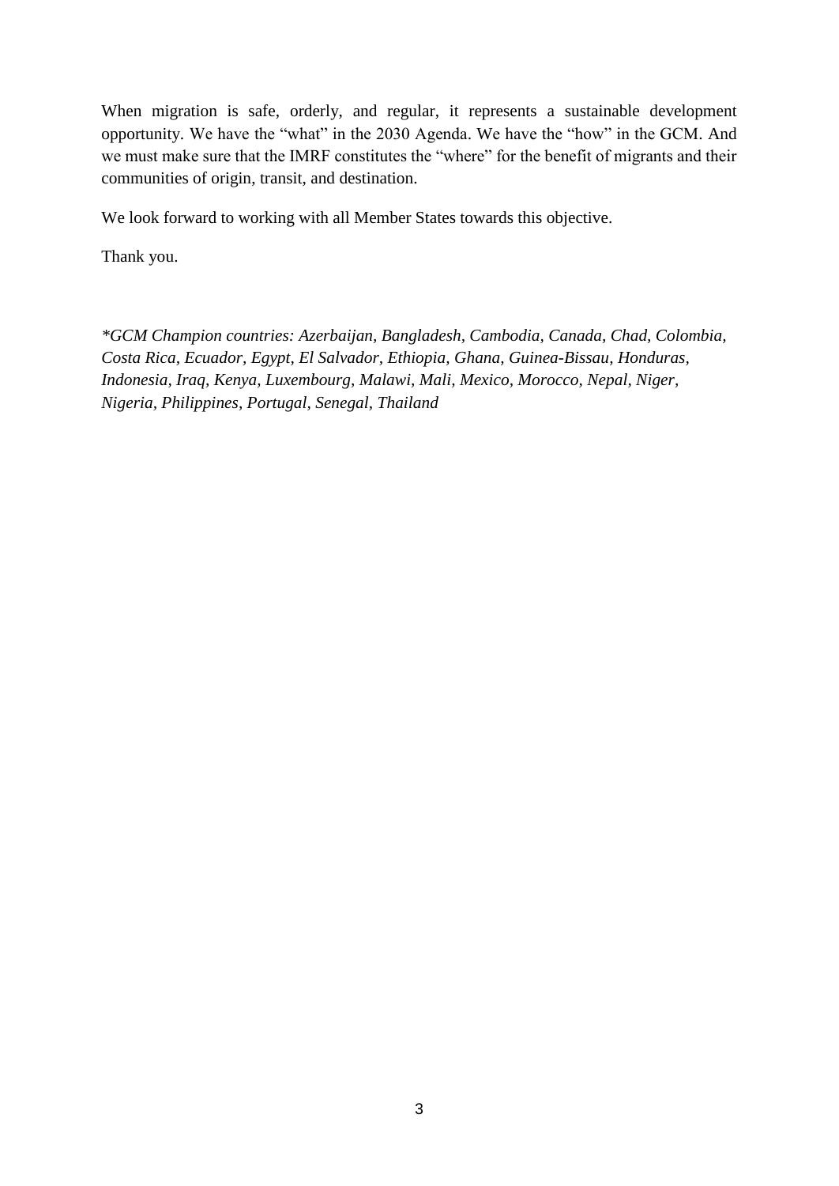When migration is safe, orderly, and regular, it represents a sustainable development opportunity. We have the "what" in the 2030 Agenda. We have the "how" in the GCM. And we must make sure that the IMRF constitutes the "where" for the benefit of migrants and their communities of origin, transit, and destination.

We look forward to working with all Member States towards this objective.

Thank you.

*\*GCM Champion countries: Azerbaijan, Bangladesh, Cambodia, Canada, Chad, Colombia, Costa Rica, Ecuador, Egypt, El Salvador, Ethiopia, Ghana, Guinea-Bissau, Honduras, Indonesia, Iraq, Kenya, Luxembourg, Malawi, Mali, Mexico, Morocco, Nepal, Niger, Nigeria, Philippines, Portugal, Senegal, Thailand*